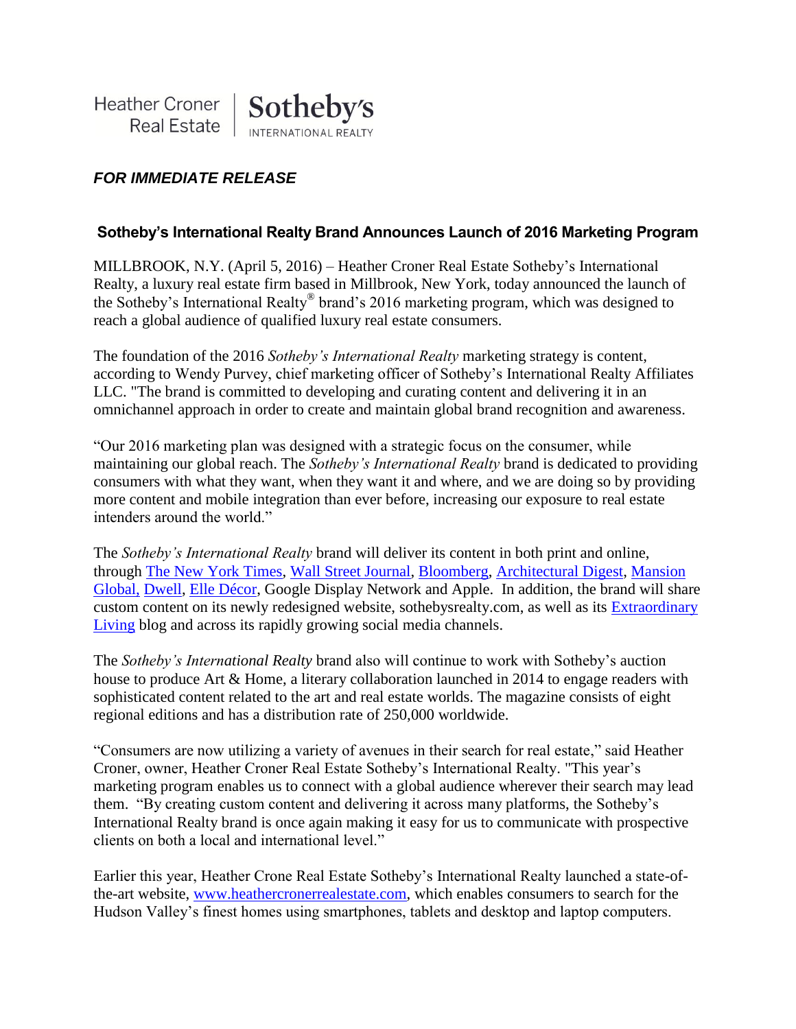Heather Croner Real Estate | Sotheby's INTERNATIONAL REALTY

***FOR IMMEDIATE RELEASE***

## Sotheby's International Realty Brand Announces Launch of 2016 Marketing Program

MILLBROOK, N.Y. (April 5, 2016) – Heather Croner Real Estate Sotheby's International Realty, a luxury real estate firm based in Millbrook, New York, today announced the launch of the Sotheby's International Realty® brand's 2016 marketing program, which was designed to reach a global audience of qualified luxury real estate consumers.

The foundation of the 2016 *Sotheby's International Realty* marketing strategy is content, according to Wendy Purvey, chief marketing officer of Sotheby's International Realty Affiliates LLC. "The brand is committed to developing and curating content and delivering it in an omnichannel approach in order to create and maintain global brand recognition and awareness.

"Our 2016 marketing plan was designed with a strategic focus on the consumer, while maintaining our global reach. The *Sotheby's International Realty* brand is dedicated to providing consumers with what they want, when they want it and where, and we are doing so by providing more content and mobile integration than ever before, increasing our exposure to real estate intenders around the world."

The *Sotheby's International Realty* brand will deliver its content in both print and online, through The New York Times, Wall Street Journal, Bloomberg, Architectural Digest, Mansion Global, Dwell, Elle Décor, Google Display Network and Apple. In addition, the brand will share custom content on its newly redesigned website, sothebysrealty.com, as well as its Extraordinary Living blog and across its rapidly growing social media channels.

The *Sotheby's International Realty* brand also will continue to work with Sotheby's auction house to produce Art & Home, a literary collaboration launched in 2014 to engage readers with sophisticated content related to the art and real estate worlds. The magazine consists of eight regional editions and has a distribution rate of 250,000 worldwide.

"Consumers are now utilizing a variety of avenues in their search for real estate," said Heather Croner, owner, Heather Croner Real Estate Sotheby's International Realty. "This year's marketing program enables us to connect with a global audience wherever their search may lead them. "By creating custom content and delivering it across many platforms, the Sotheby's International Realty brand is once again making it easy for us to communicate with prospective clients on both a local and international level."

Earlier this year, Heather Crone Real Estate Sotheby's International Realty launched a state-of-the-art website, www.heathercronerrealestate.com, which enables consumers to search for the Hudson Valley's finest homes using smartphones, tablets and desktop and laptop computers.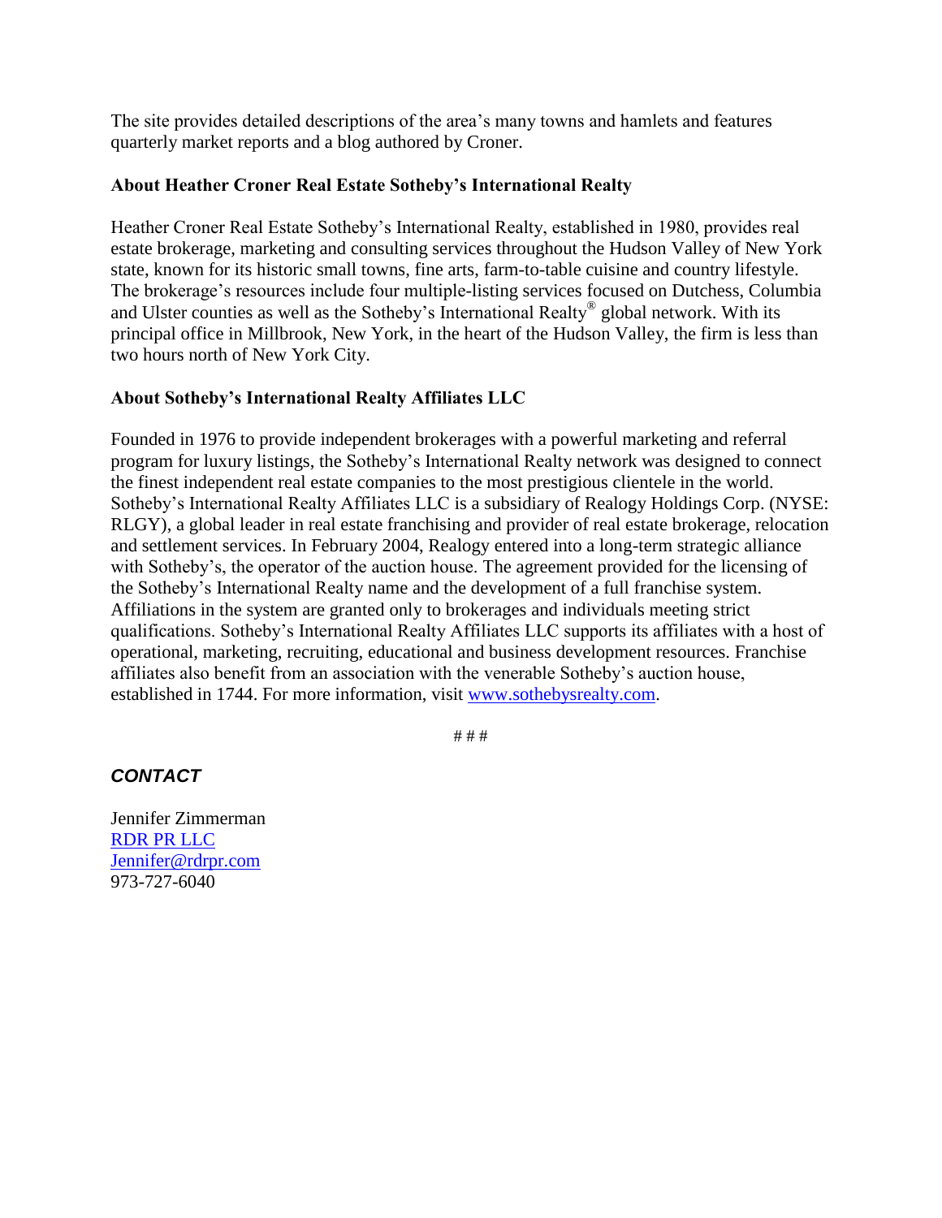The site provides detailed descriptions of the area's many towns and hamlets and features quarterly market reports and a blog authored by Croner.

**About Heather Croner Real Estate Sotheby's International Realty**

Heather Croner Real Estate Sotheby's International Realty, established in 1980, provides real estate brokerage, marketing and consulting services throughout the Hudson Valley of New York state, known for its historic small towns, fine arts, farm-to-table cuisine and country lifestyle. The brokerage's resources include four multiple-listing services focused on Dutchess, Columbia and Ulster counties as well as the Sotheby's International Realty® global network. With its principal office in Millbrook, New York, in the heart of the Hudson Valley, the firm is less than two hours north of New York City.

**About Sotheby's International Realty Affiliates LLC**

Founded in 1976 to provide independent brokerages with a powerful marketing and referral program for luxury listings, the Sotheby's International Realty network was designed to connect the finest independent real estate companies to the most prestigious clientele in the world. Sotheby's International Realty Affiliates LLC is a subsidiary of Realogy Holdings Corp. (NYSE: RLGY), a global leader in real estate franchising and provider of real estate brokerage, relocation and settlement services. In February 2004, Realogy entered into a long-term strategic alliance with Sotheby's, the operator of the auction house. The agreement provided for the licensing of the Sotheby's International Realty name and the development of a full franchise system. Affiliations in the system are granted only to brokerages and individuals meeting strict qualifications. Sotheby's International Realty Affiliates LLC supports its affiliates with a host of operational, marketing, recruiting, educational and business development resources. Franchise affiliates also benefit from an association with the venerable Sotheby's auction house, established in 1744. For more information, visit www.sothebysrealty.com.

# # #

***CONTACT***

Jennifer Zimmerman
RDR PR LLC
Jennifer@rdrpr.com
973-727-6040